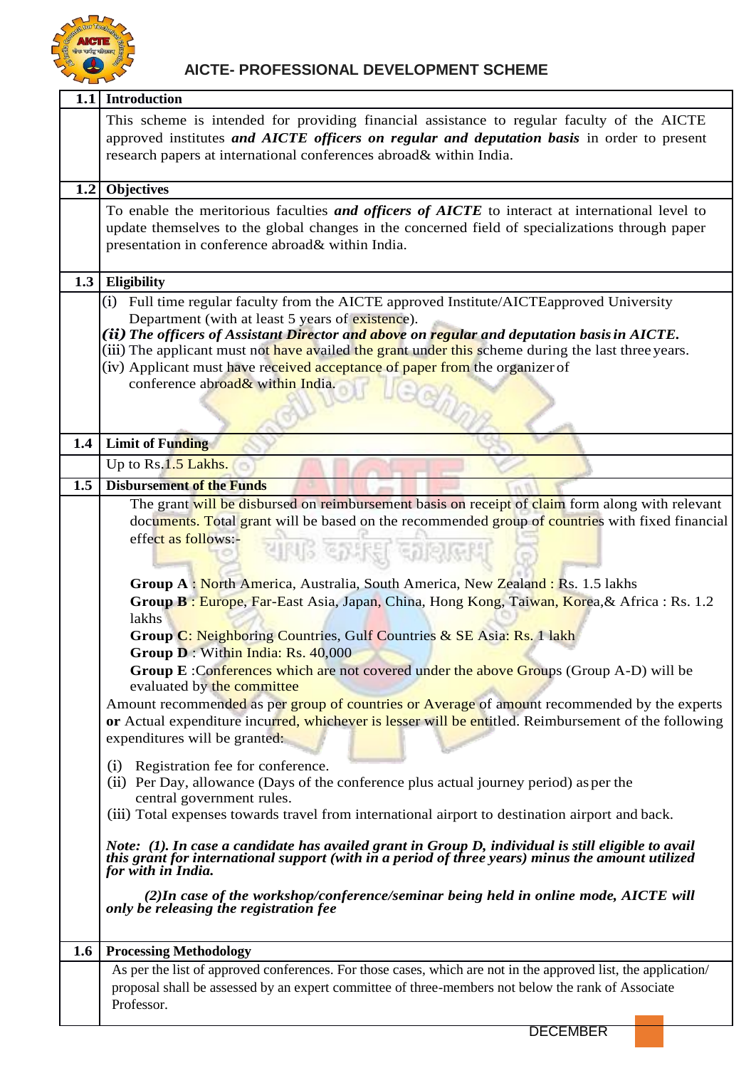# AICTE- PROFESSIONAL DEVELOPMENT SCHEME

| | |
|---|---|
| **1.1** | **Introduction** |
| | This scheme is intended for providing financial assistance to regular faculty of the AICTE approved institutes ***and AICTE officers on regular and deputation basis*** in order to present research papers at international conferences abroad& within India. |
| **1.2** | **Objectives** |
| | To enable the meritorious faculties ***and officers of AICTE*** to interact at international level to update themselves to the global changes in the concerned field of specializations through paper presentation in conference abroad& within India. |
| **1.3** | **Eligibility** |
| | (i) Full time regular faculty from the AICTE approved Institute/AICTEapproved University Department (with at least 5 years of existence).<br>***(ii) The officers of Assistant Director and above on regular and deputation basis in AICTE.***<br>(iii) The applicant must not have availed the grant under this scheme during the last three years.<br>(iv) Applicant must have received acceptance of paper from the organizer of conference abroad& within India. |
| **1.4** | **Limit of Funding** |
| | Up to Rs.1.5 Lakhs. |
| **1.5** | **Disbursement of the Funds** |
| | The grant will be disbursed on reimbursement basis on receipt of claim form along with relevant documents. Total grant will be based on the recommended group of countries with fixed financial effect as follows:-<br><br>**Group A** : North America, Australia, South America, New Zealand : Rs. 1.5 lakhs<br>**Group B** : Europe, Far-East Asia, Japan, China, Hong Kong, Taiwan, Korea,& Africa : Rs. 1.2 lakhs<br>**Group C**: Neighboring Countries, Gulf Countries & SE Asia: Rs. 1 lakh<br>**Group D** : Within India: Rs. 40,000<br>**Group E** :Conferences which are not covered under the above Groups (Group A-D) will be evaluated by the committee<br><br>Amount recommended as per group of countries or Average of amount recommended by the experts **or** Actual expenditure incurred, whichever is lesser will be entitled. Reimbursement of the following expenditures will be granted:<br><br>(i) Registration fee for conference.<br>(ii) Per Day, allowance (Days of the conference plus actual journey period) as per the central government rules.<br>(iii) Total expenses towards travel from international airport to destination airport and back.<br><br>***Note: (1). In case a candidate has availed grant in Group D, individual is still eligible to avail this grant for international support (with in a period of three years) minus the amount utilized for with in India.***<br><br>***(2)In case of the workshop/conference/seminar being held in online mode, AICTE will only be releasing the registration fee*** |
| **1.6** | **Processing Methodology** |
| | As per the list of approved conferences. For those cases, which are not in the approved list, the application/ proposal shall be assessed by an expert committee of three-members not below the rank of Associate Professor. |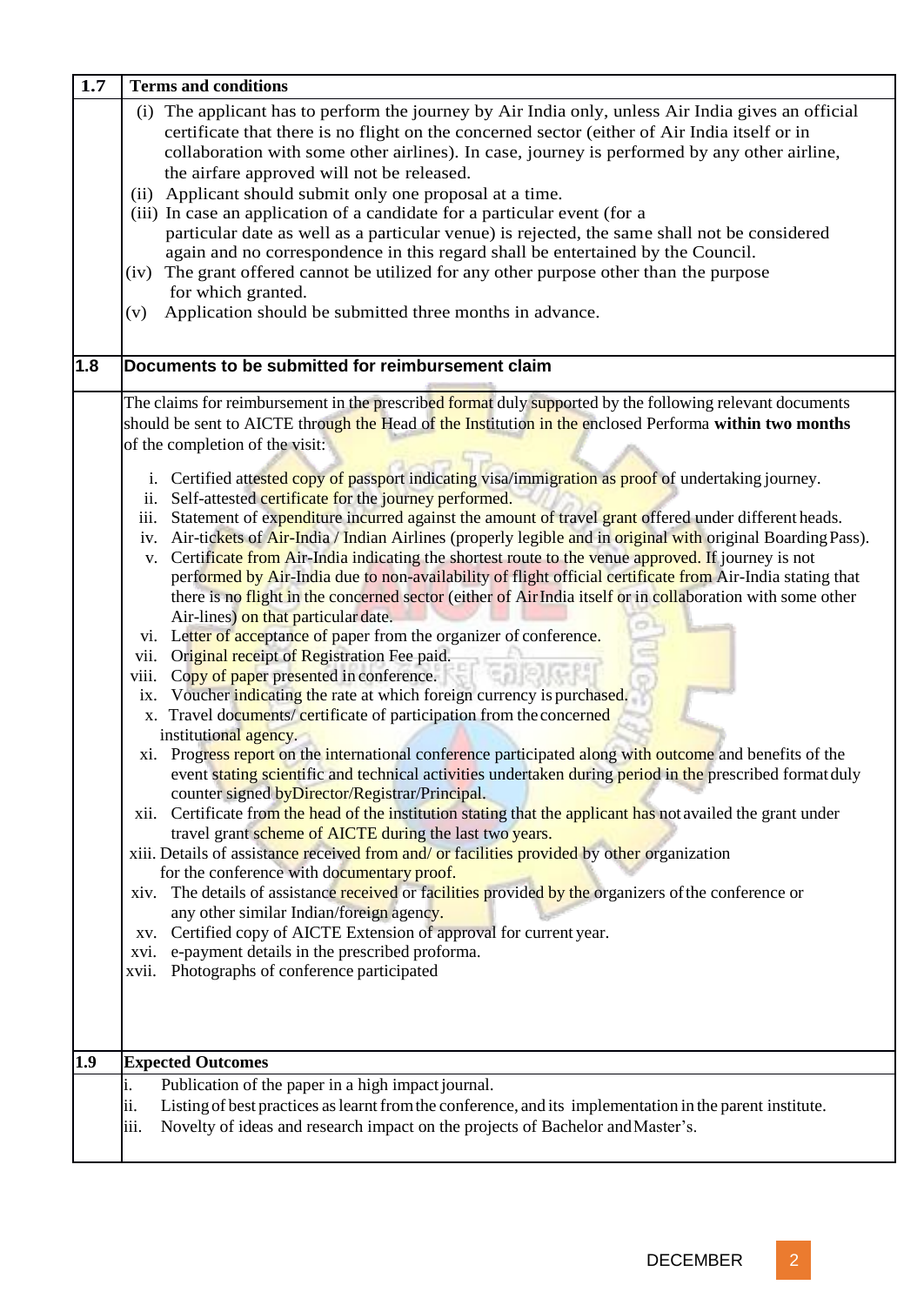## 1.7 Terms and conditions

(i) The applicant has to perform the journey by Air India only, unless Air India gives an official certificate that there is no flight on the concerned sector (either of Air India itself or in collaboration with some other Airlines). In case, journey is performed by any other airline, the airfare approved will not be released.

(ii) Applicant should submit only one proposal at a time.

(iii) In case an application of a candidate for a particular event (for a particular date as well as a particular venue) is rejected, the same shall not be considered again and no correspondence in this regard shall be entertained by the Council.

(iv) The grant offered cannot be utilized for any other purpose other than the purpose for which granted.

(v) Application should be submitted three months in advance.

## 1.8 Documents to be submitted for reimbursement claim

The claims for reimbursement in the prescribed format duly supported by the following relevant documents should be sent to AICTE through the Head of the Institution in the enclosed Performa **within two months** of the completion of the visit:

i. Certified attested copy of passport indicating visa/immigration as proof of undertaking journey.
ii. Self-attested certificate for the journey performed.
iii. Statement of expenditure incurred against the amount of travel grant offered under different heads.
iv. Air-tickets of Air-India / Indian Airlines (properly legible and in original with original Boarding Pass).
v. Certificate from Air-India indicating the shortest route to the venue approved. If journey is not performed by Air-India due to non-availability of flight official certificate from Air-India stating that there is no flight in the concerned sector (either of Air India itself or in collaboration with some other Air-lines) on that particular date.
vi. Letter of acceptance of paper from the organizer of conference.
vii. Original receipt of Registration Fee paid.
viii. Copy of paper presented in conference.
ix. Voucher indicating the rate at which foreign currency is purchased.
x. Travel documents/ certificate of participation from the concerned institutional agency.
xi. Progress report on the international conference participated along with outcome and benefits of the event stating scientific and technical activities undertaken during period in the prescribed format duly counter signed byDirector/Registrar/Principal.
xii. Certificate from the head of the institution stating that the applicant has not availed the grant under travel grant scheme of AICTE during the last two years.
xiii. Details of assistance received from and/ or facilities provided by other organization for the conference with documentary proof.
xiv. The details of assistance received or facilities provided by the organizers of the conference or any other similar Indian/foreign agency.
xv. Certified copy of AICTE Extension of approval for current year.
xvi. e-payment details in the prescribed proforma.
xvii. Photographs of conference participated

## 1.9 Expected Outcomes

i. Publication of the paper in a high impact journal.
ii. Listing of best practices as learnt from the conference, and its implementation in the parent institute.
iii. Novelty of ideas and research impact on the projects of Bachelor and Master's.